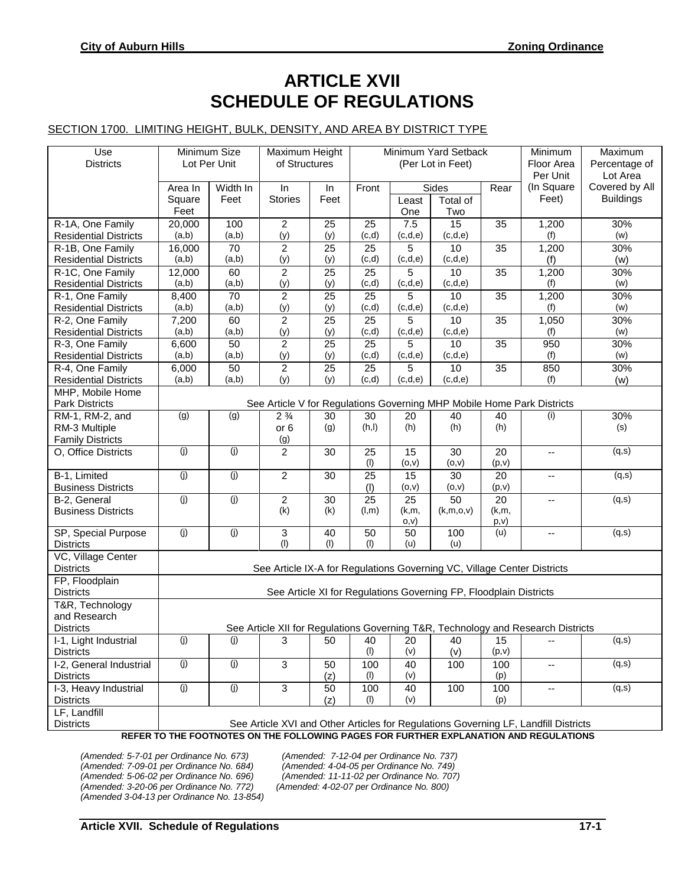# ARTICLE XVII
# SCHEDULE OF REGULATIONS

SECTION 1700. LIMITING HEIGHT, BULK, DENSITY, AND AREA BY DISTRICT TYPE

| Use Districts | Minimum Size Lot Per Unit | | Maximum Height of Structures | | Minimum Yard Setback (Per Lot in Feet) | | | | Minimum Floor Area Per Unit | Maximum Percentage of Lot Area |
|---|---|---|---|---|---|---|---|---|---|---|
| | Area In Square Feet | Width In Feet | In Stories | In Feet | Front | Sides Least One | Sides Total of Two | Rear | (In Square Feet) | Covered by All Buildings |
| R-1A, One Family Residential Districts | 20,000 (a,b) | 100 (a,b) | 2 (y) | 25 (y) | 25 (c,d) | 7.5 (c,d,e) | 15 (c,d,e) | 35 | 1,200 (f) | 30% (w) |
| R-1B, One Family Residential Districts | 16,000 (a,b) | 70 (a,b) | 2 (y) | 25 (y) | 25 (c,d) | 5 (c,d,e) | 10 (c,d,e) | 35 | 1,200 (f) | 30% (w) |
| R-1C, One Family Residential Districts | 12,000 (a,b) | 60 (a,b) | 2 (y) | 25 (y) | 25 (c,d) | 5 (c,d,e) | 10 (c,d,e) | 35 | 1,200 (f) | 30% (w) |
| R-1, One Family Residential Districts | 8,400 (a,b) | 70 (a,b) | 2 (y) | 25 (y) | 25 (c,d) | 5 (c,d,e) | 10 (c,d,e) | 35 | 1,200 (f) | 30% (w) |
| R-2, One Family Residential Districts | 7,200 (a,b) | 60 (a,b) | 2 (y) | 25 (y) | 25 (c,d) | 5 (c,d,e) | 10 (c,d,e) | 35 | 1,050 (f) | 30% (w) |
| R-3, One Family Residential Districts | 6,600 (a,b) | 50 (a,b) | 2 (y) | 25 (y) | 25 (c,d) | 5 (c,d,e) | 10 (c,d,e) | 35 | 950 (f) | 30% (w) |
| R-4, One Family Residential Districts | 6,000 (a,b) | 50 (a,b) | 2 (y) | 25 (y) | 25 (c,d) | 5 (c,d,e) | 10 (c,d,e) | 35 | 850 (f) | 30% (w) |
| MHP, Mobile Home Park Districts | See Article V for Regulations Governing MHP Mobile Home Park Districts | | | | | | | | | |
| RM-1, RM-2, and RM-3 Multiple Family Districts | (g) | (g) | 2 ¾ or 6 (g) | 30 (g) | 30 (h,l) | 20 (h) | 40 (h) | 40 (h) | (i) | 30% (s) |
| O, Office Districts | (j) | (j) | 2 | 30 | 25 (l) | 15 (o,v) | 30 (o,v) | 20 (p,v) | -- | (q,s) |
| B-1, Limited Business Districts | (j) | (j) | 2 | 30 | 25 (l) | 15 (o,v) | 30 (o,v) | 20 (p,v) | -- | (q,s) |
| B-2, General Business Districts | (j) | (j) | 2 (k) | 30 (k) | 25 (l,m) | 25 (k,m, o,v) | 50 (k,m,o,v) | 20 (k,m, p,v) | -- | (q,s) |
| SP, Special Purpose Districts | (j) | (j) | 3 (l) | 40 (l) | 50 (l) | 50 (u) | 100 (u) | (u) | -- | (q,s) |
| VC, Village Center Districts | See Article IX-A for Regulations Governing VC, Village Center Districts | | | | | | | | | |
| FP, Floodplain Districts | See Article XI for Regulations Governing FP, Floodplain Districts | | | | | | | | | |
| T&R, Technology and Research Districts | See Article XII for Regulations Governing T&R, Technology and Research Districts | | | | | | | | | |
| I-1, Light Industrial Districts | (j) | (j) | 3 | 50 | 40 (l) | 20 (v) | 40 (v) | 15 (p,v) | -- | (q,s) |
| I-2, General Industrial Districts | (j) | (j) | 3 | 50 (z) | 100 (l) | 40 (v) | 100 | 100 (p) | -- | (q,s) |
| I-3, Heavy Industrial Districts | (j) | (j) | 3 | 50 (z) | 100 (l) | 40 (v) | 100 | 100 (p) | -- | (q,s) |
| LF, Landfill Districts | See Article XVI and Other Articles for Regulations Governing LF, Landfill Districts | | | | | | | | | |

**REFER TO THE FOOTNOTES ON THE FOLLOWING PAGES FOR FURTHER EXPLANATION AND REGULATIONS**

*(Amended: 5-7-01 per Ordinance No. 673)*
*(Amended: 7-09-01 per Ordinance No. 684)*
*(Amended: 5-06-02 per Ordinance No. 696)*
*(Amended: 3-20-06 per Ordinance No. 772)*
*(Amended 3-04-13 per Ordinance No. 13-854)*
*(Amended: 7-12-04 per Ordinance No. 737)*
*(Amended: 4-04-05 per Ordinance No. 749)*
*(Amended: 11-11-02 per Ordinance No. 707)*
*(Amended: 4-02-07 per Ordinance No. 800)*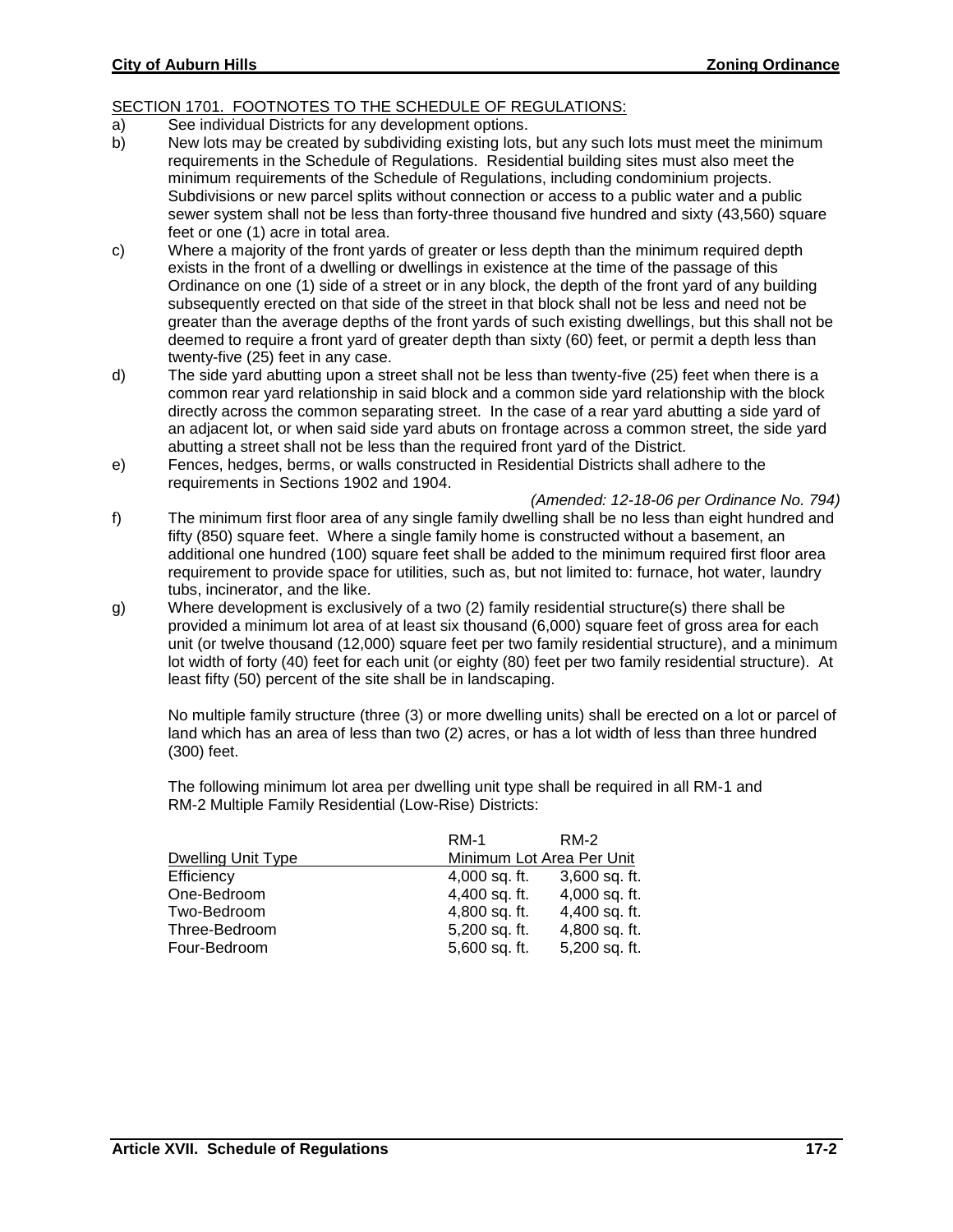## SECTION 1701. FOOTNOTES TO THE SCHEDULE OF REGULATIONS:

a) See individual Districts for any development options.

b) New lots may be created by subdividing existing lots, but any such lots must meet the minimum requirements in the Schedule of Regulations. Residential building sites must also meet the minimum requirements of the Schedule of Regulations, including condominium projects. Subdivisions or new parcel splits without connection or access to a public water and a public sewer system shall not be less than forty-three thousand five hundred and sixty (43,560) square feet or one (1) acre in total area.

c) Where a majority of the front yards of greater or less depth than the minimum required depth exists in the front of a dwelling or dwellings in existence at the time of the passage of this Ordinance on one (1) side of a street or in any block, the depth of the front yard of any building subsequently erected on that side of the street in that block shall not be less and need not be greater than the average depths of the front yards of such existing dwellings, but this shall not be deemed to require a front yard of greater depth than sixty (60) feet, or permit a depth less than twenty-five (25) feet in any case.

d) The side yard abutting upon a street shall not be less than twenty-five (25) feet when there is a common rear yard relationship in said block and a common side yard relationship with the block directly across the common separating street. In the case of a rear yard abutting a side yard of an adjacent lot, or when said side yard abuts on frontage across a common street, the side yard abutting a street shall not be less than the required front yard of the District.

e) Fences, hedges, berms, or walls constructed in Residential Districts shall adhere to the requirements in Sections 1902 and 1904.

*(Amended: 12-18-06 per Ordinance No. 794)*

f) The minimum first floor area of any single family dwelling shall be no less than eight hundred and fifty (850) square feet. Where a single family home is constructed without a basement, an additional one hundred (100) square feet shall be added to the minimum required first floor area requirement to provide space for utilities, such as, but not limited to: furnace, hot water, laundry tubs, incinerator, and the like.

g) Where development is exclusively of a two (2) family residential structure(s) there shall be provided a minimum lot area of at least six thousand (6,000) square feet of gross area for each unit (or twelve thousand (12,000) square feet per two family residential structure), and a minimum lot width of forty (40) feet for each unit (or eighty (80) feet per two family residential structure). At least fifty (50) percent of the site shall be in landscaping.

No multiple family structure (three (3) or more dwelling units) shall be erected on a lot or parcel of land which has an area of less than two (2) acres, or has a lot width of less than three hundred (300) feet.

The following minimum lot area per dwelling unit type shall be required in all RM-1 and RM-2 Multiple Family Residential (Low-Rise) Districts:

| | RM-1 | RM-2 |
|---|---|---|
| Dwelling Unit Type | Minimum Lot Area Per Unit | |
| Efficiency | 4,000 sq. ft. | 3,600 sq. ft. |
| One-Bedroom | 4,400 sq. ft. | 4,000 sq. ft. |
| Two-Bedroom | 4,800 sq. ft. | 4,400 sq. ft. |
| Three-Bedroom | 5,200 sq. ft. | 4,800 sq. ft. |
| Four-Bedroom | 5,600 sq. ft. | 5,200 sq. ft. |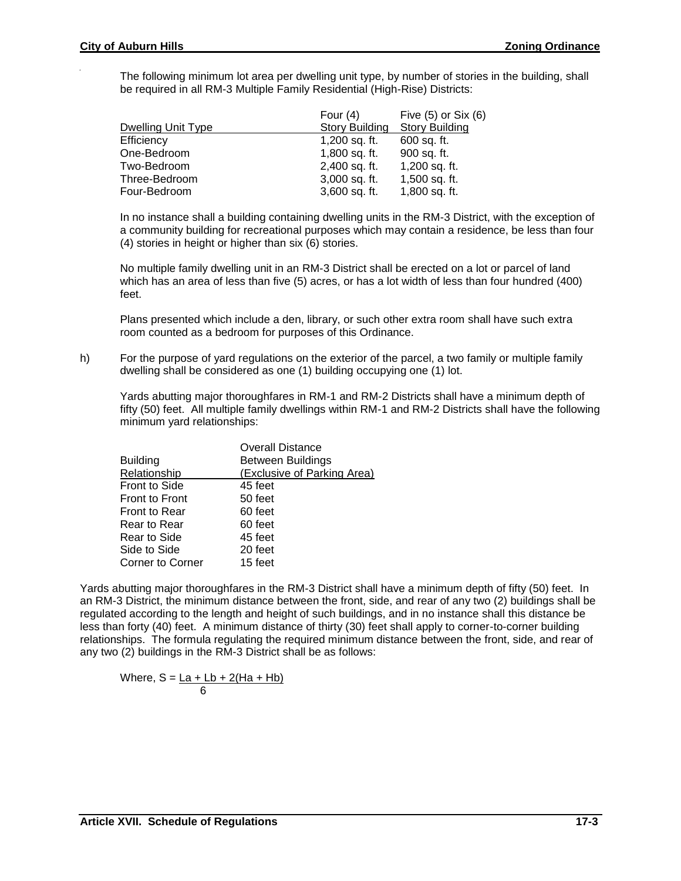The following minimum lot area per dwelling unit type, by number of stories in the building, shall be required in all RM-3 Multiple Family Residential (High-Rise) Districts:

| Dwelling Unit Type | Four (4) Story Building | Five (5) or Six (6) Story Building |
|---|---|---|
| Efficiency | 1,200 sq. ft. | 600 sq. ft. |
| One-Bedroom | 1,800 sq. ft. | 900 sq. ft. |
| Two-Bedroom | 2,400 sq. ft. | 1,200 sq. ft. |
| Three-Bedroom | 3,000 sq. ft. | 1,500 sq. ft. |
| Four-Bedroom | 3,600 sq. ft. | 1,800 sq. ft. |

In no instance shall a building containing dwelling units in the RM-3 District, with the exception of a community building for recreational purposes which may contain a residence, be less than four (4) stories in height or higher than six (6) stories.

No multiple family dwelling unit in an RM-3 District shall be erected on a lot or parcel of land which has an area of less than five (5) acres, or has a lot width of less than four hundred (400) feet.

Plans presented which include a den, library, or such other extra room shall have such extra room counted as a bedroom for purposes of this Ordinance.

h) For the purpose of yard regulations on the exterior of the parcel, a two family or multiple family dwelling shall be considered as one (1) building occupying one (1) lot.

Yards abutting major thoroughfares in RM-1 and RM-2 Districts shall have a minimum depth of fifty (50) feet. All multiple family dwellings within RM-1 and RM-2 Districts shall have the following minimum yard relationships:

| Building Relationship | Overall Distance Between Buildings (Exclusive of Parking Area) |
|---|---|
| Front to Side | 45 feet |
| Front to Front | 50 feet |
| Front to Rear | 60 feet |
| Rear to Rear | 60 feet |
| Rear to Side | 45 feet |
| Side to Side | 20 feet |
| Corner to Corner | 15 feet |

Yards abutting major thoroughfares in the RM-3 District shall have a minimum depth of fifty (50) feet. In an RM-3 District, the minimum distance between the front, side, and rear of any two (2) buildings shall be regulated according to the length and height of such buildings, and in no instance shall this distance be less than forty (40) feet. A minimum distance of thirty (30) feet shall apply to corner-to-corner building relationships. The formula regulating the required minimum distance between the front, side, and rear of any two (2) buildings in the RM-3 District shall be as follows:

$$\text{Where, } S = \frac{La + Lb + 2(Ha + Hb)}{6}$$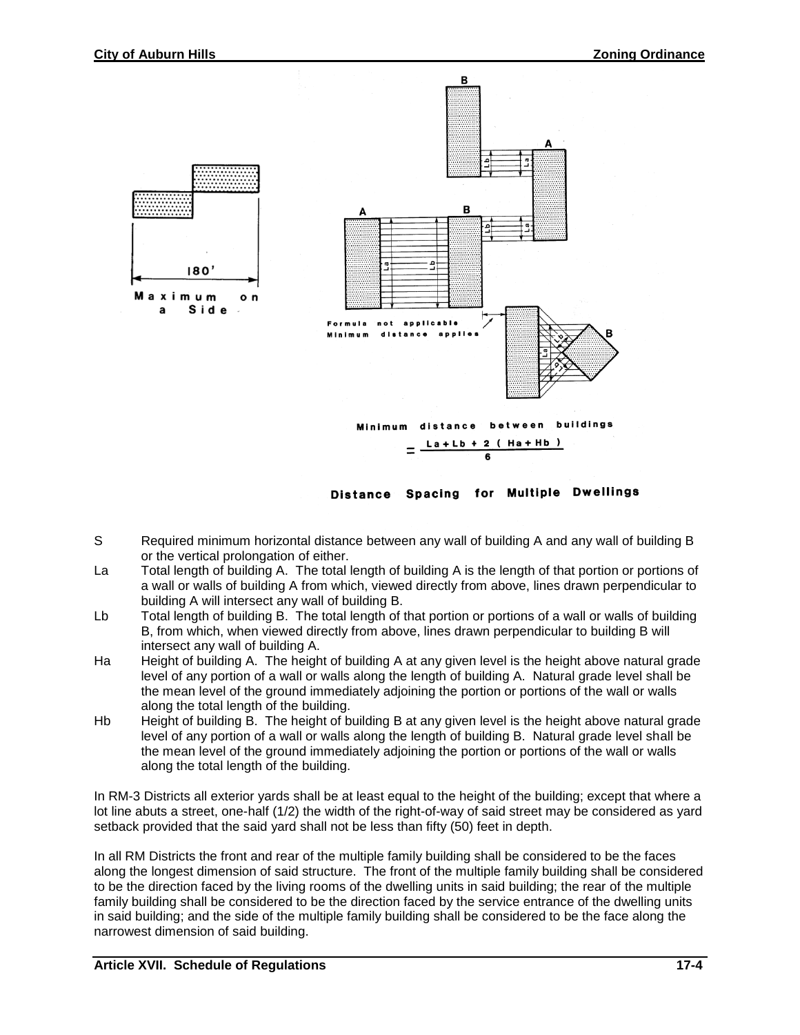180'

Maximum on a Side

Formula not applicable
Minimum distance applies

Minimum distance between buildings

$$= \frac{La + Lb + 2\ (Ha + Hb)}{6}$$

**Distance Spacing for Multiple Dwellings**

S Required minimum horizontal distance between any wall of building A and any wall of building B or the vertical prolongation of either.

La Total length of building A. The total length of building A is the length of that portion or portions of a wall or walls of building A from which, viewed directly from above, lines drawn perpendicular to building A will intersect any wall of building B.

Lb Total length of building B. The total length of that portion or portions of a wall or walls of building B, from which, when viewed directly from above, lines drawn perpendicular to building B will intersect any wall of building A.

Ha Height of building A. The height of building A at any given level is the height above natural grade level of any portion of a wall or walls along the length of building A. Natural grade level shall be the mean level of the ground immediately adjoining the portion or portions of the wall or walls along the total length of the building.

Hb Height of building B. The height of building B at any given level is the height above natural grade level of any portion of a wall or walls along the length of building B. Natural grade level shall be the mean level of the ground immediately adjoining the portion or portions of the wall or walls along the total length of the building.

In RM-3 Districts all exterior yards shall be at least equal to the height of the building; except that where a lot line abuts a street, one-half (1/2) the width of the right-of-way of said street may be considered as yard setback provided that the said yard shall not be less than fifty (50) feet in depth.

In all RM Districts the front and rear of the multiple family building shall be considered to be the faces along the longest dimension of said structure. The front of the multiple family building shall be considered to be the direction faced by the living rooms of the dwelling units in said building; the rear of the multiple family building shall be considered to be the direction faced by the service entrance of the dwelling units in said building; and the side of the multiple family building shall be considered to be the face along the narrowest dimension of said building.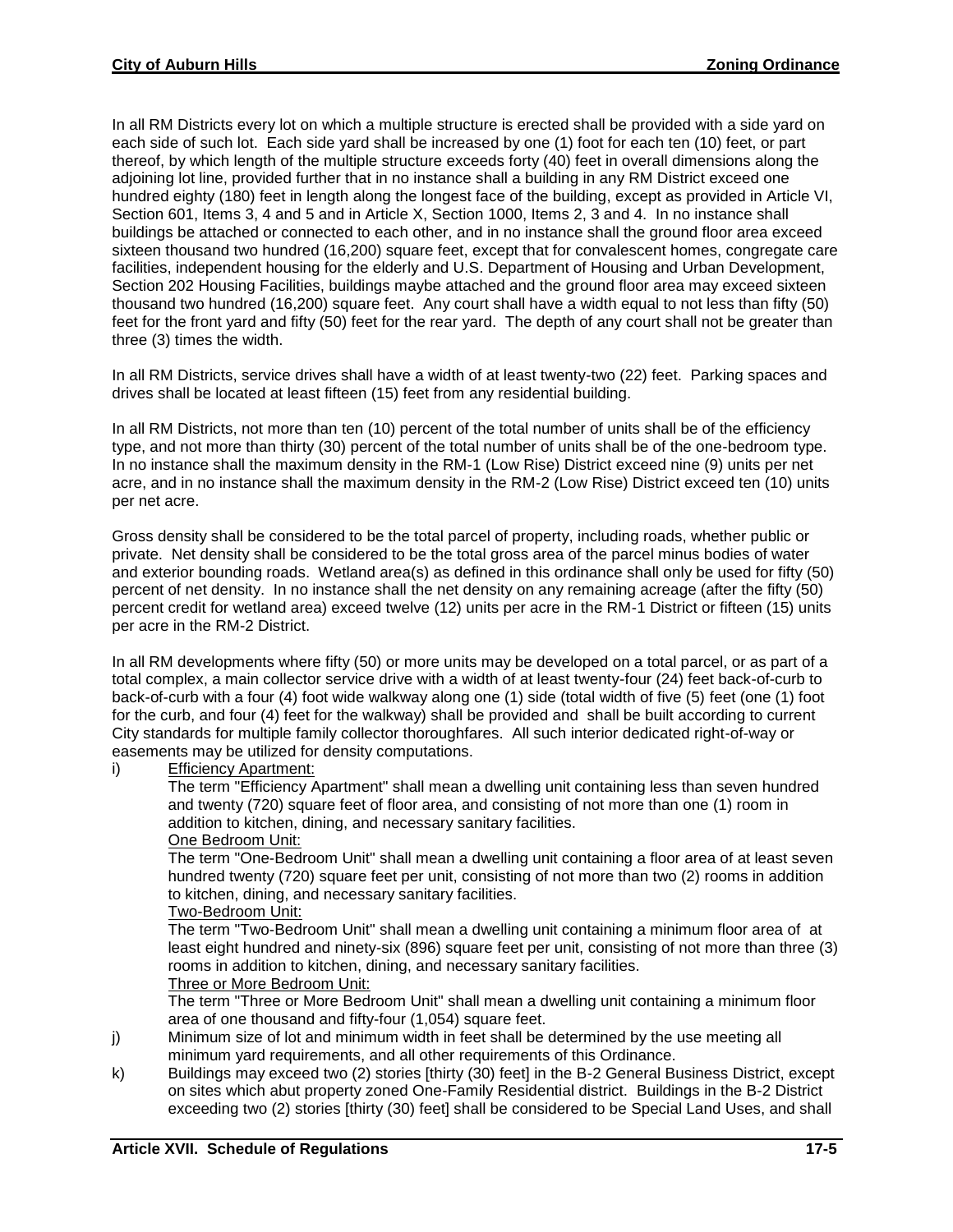In all RM Districts every lot on which a multiple structure is erected shall be provided with a side yard on each side of such lot. Each side yard shall be increased by one (1) foot for each ten (10) feet, or part thereof, by which length of the multiple structure exceeds forty (40) feet in overall dimensions along the adjoining lot line, provided further that in no instance shall a building in any RM District exceed one hundred eighty (180) feet in length along the longest face of the building, except as provided in Article VI, Section 601, Items 3, 4 and 5 and in Article X, Section 1000, Items 2, 3 and 4. In no instance shall buildings be attached or connected to each other, and in no instance shall the ground floor area exceed sixteen thousand two hundred (16,200) square feet, except that for convalescent homes, congregate care facilities, independent housing for the elderly and U.S. Department of Housing and Urban Development, Section 202 Housing Facilities, buildings maybe attached and the ground floor area may exceed sixteen thousand two hundred (16,200) square feet. Any court shall have a width equal to not less than fifty (50) feet for the front yard and fifty (50) feet for the rear yard. The depth of any court shall not be greater than three (3) times the width.

In all RM Districts, service drives shall have a width of at least twenty-two (22) feet. Parking spaces and drives shall be located at least fifteen (15) feet from any residential building.

In all RM Districts, not more than ten (10) percent of the total number of units shall be of the efficiency type, and not more than thirty (30) percent of the total number of units shall be of the one-bedroom type. In no instance shall the maximum density in the RM-1 (Low Rise) District exceed nine (9) units per net acre, and in no instance shall the maximum density in the RM-2 (Low Rise) District exceed ten (10) units per net acre.

Gross density shall be considered to be the total parcel of property, including roads, whether public or private. Net density shall be considered to be the total gross area of the parcel minus bodies of water and exterior bounding roads. Wetland area(s) as defined in this ordinance shall only be used for fifty (50) percent of net density. In no instance shall the net density on any remaining acreage (after the fifty (50) percent credit for wetland area) exceed twelve (12) units per acre in the RM-1 District or fifteen (15) units per acre in the RM-2 District.

In all RM developments where fifty (50) or more units may be developed on a total parcel, or as part of a total complex, a main collector service drive with a width of at least twenty-four (24) feet back-of-curb to back-of-curb with a four (4) foot wide walkway along one (1) side (total width of five (5) feet (one (1) foot for the curb, and four (4) feet for the walkway) shall be provided and shall be built according to current City standards for multiple family collector thoroughfares. All such interior dedicated right-of-way or easements may be utilized for density computations.

i) <u>Efficiency Apartment:</u>

The term "Efficiency Apartment" shall mean a dwelling unit containing less than seven hundred and twenty (720) square feet of floor area, and consisting of not more than one (1) room in addition to kitchen, dining, and necessary sanitary facilities.

<u>One Bedroom Unit:</u>

The term "One-Bedroom Unit" shall mean a dwelling unit containing a floor area of at least seven hundred twenty (720) square feet per unit, consisting of not more than two (2) rooms in addition to kitchen, dining, and necessary sanitary facilities.

<u>Two-Bedroom Unit:</u>

The term "Two-Bedroom Unit" shall mean a dwelling unit containing a minimum floor area of at least eight hundred and ninety-six (896) square feet per unit, consisting of not more than three (3) rooms in addition to kitchen, dining, and necessary sanitary facilities.

<u>Three or More Bedroom Unit:</u>

The term "Three or More Bedroom Unit" shall mean a dwelling unit containing a minimum floor area of one thousand and fifty-four (1,054) square feet.

j) Minimum size of lot and minimum width in feet shall be determined by the use meeting all minimum yard requirements, and all other requirements of this Ordinance.

k) Buildings may exceed two (2) stories [thirty (30) feet] in the B-2 General Business District, except on sites which abut property zoned One-Family Residential district. Buildings in the B-2 District exceeding two (2) stories [thirty (30) feet] shall be considered to be Special Land Uses, and shall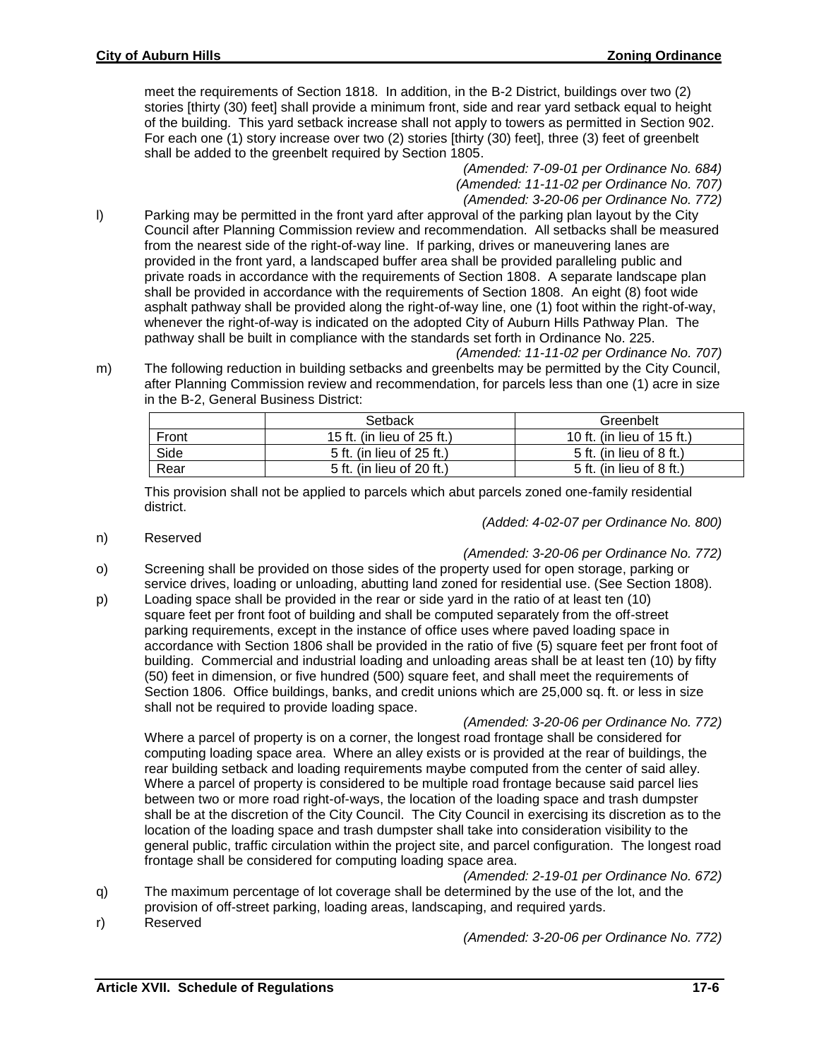meet the requirements of Section 1818. In addition, in the B-2 District, buildings over two (2) stories [thirty (30) feet] shall provide a minimum front, side and rear yard setback equal to height of the building. This yard setback increase shall not apply to towers as permitted in Section 902. For each one (1) story increase over two (2) stories [thirty (30) feet], three (3) feet of greenbelt shall be added to the greenbelt required by Section 1805.

*(Amended: 7-09-01 per Ordinance No. 684)*
*(Amended: 11-11-02 per Ordinance No. 707)*
*(Amended: 3-20-06 per Ordinance No. 772)*

l) Parking may be permitted in the front yard after approval of the parking plan layout by the City Council after Planning Commission review and recommendation. All setbacks shall be measured from the nearest side of the right-of-way line. If parking, drives or maneuvering lanes are provided in the front yard, a landscaped buffer area shall be provided paralleling public and private roads in accordance with the requirements of Section 1808. A separate landscape plan shall be provided in accordance with the requirements of Section 1808. An eight (8) foot wide asphalt pathway shall be provided along the right-of-way line, one (1) foot within the right-of-way, whenever the right-of-way is indicated on the adopted City of Auburn Hills Pathway Plan. The pathway shall be built in compliance with the standards set forth in Ordinance No. 225.

*(Amended: 11-11-02 per Ordinance No. 707)*

m) The following reduction in building setbacks and greenbelts may be permitted by the City Council, after Planning Commission review and recommendation, for parcels less than one (1) acre in size in the B-2, General Business District:

| | Setback | Greenbelt |
|---|---|---|
| Front | 15 ft. (in lieu of 25 ft.) | 10 ft. (in lieu of 15 ft.) |
| Side | 5 ft. (in lieu of 25 ft.) | 5 ft. (in lieu of 8 ft.) |
| Rear | 5 ft. (in lieu of 20 ft.) | 5 ft. (in lieu of 8 ft.) |

This provision shall not be applied to parcels which abut parcels zoned one-family residential district.

*(Added: 4-02-07 per Ordinance No. 800)*

n) Reserved

*(Amended: 3-20-06 per Ordinance No. 772)*

o) Screening shall be provided on those sides of the property used for open storage, parking or service drives, loading or unloading, abutting land zoned for residential use. (See Section 1808).

p) Loading space shall be provided in the rear or side yard in the ratio of at least ten (10) square feet per front foot of building and shall be computed separately from the off-street parking requirements, except in the instance of office uses where paved loading space in accordance with Section 1806 shall be provided in the ratio of five (5) square feet per front foot of building. Commercial and industrial loading and unloading areas shall be at least ten (10) by fifty (50) feet in dimension, or five hundred (500) square feet, and shall meet the requirements of Section 1806. Office buildings, banks, and credit unions which are 25,000 sq. ft. or less in size shall not be required to provide loading space.

*(Amended: 3-20-06 per Ordinance No. 772)*

Where a parcel of property is on a corner, the longest road frontage shall be considered for computing loading space area. Where an alley exists or is provided at the rear of buildings, the rear building setback and loading requirements maybe computed from the center of said alley. Where a parcel of property is considered to be multiple road frontage because said parcel lies between two or more road right-of-ways, the location of the loading space and trash dumpster shall be at the discretion of the City Council. The City Council in exercising its discretion as to the location of the loading space and trash dumpster shall take into consideration visibility to the general public, traffic circulation within the project site, and parcel configuration. The longest road frontage shall be considered for computing loading space area.

*(Amended: 2-19-01 per Ordinance No. 672)*

q) The maximum percentage of lot coverage shall be determined by the use of the lot, and the provision of off-street parking, loading areas, landscaping, and required yards.

r) Reserved

*(Amended: 3-20-06 per Ordinance No. 772)*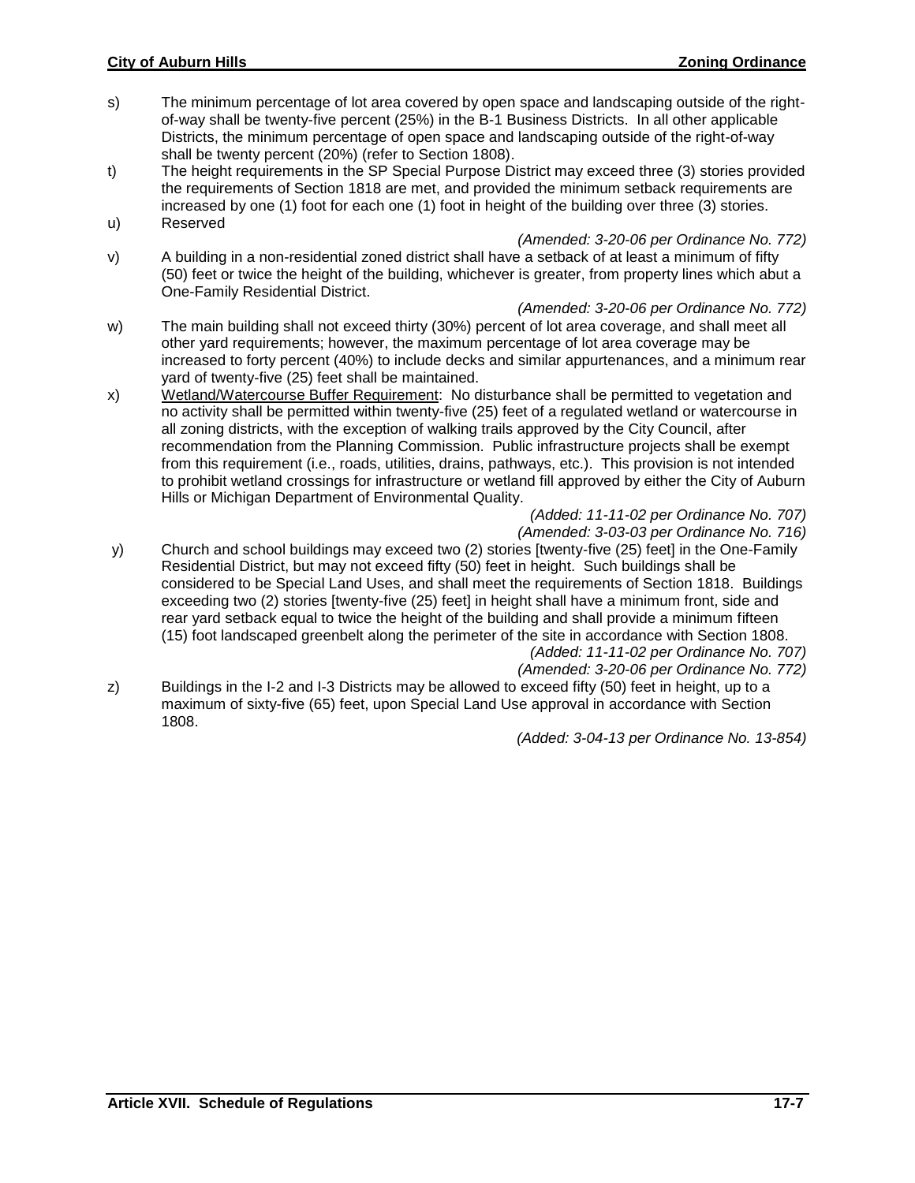s) The minimum percentage of lot area covered by open space and landscaping outside of the right-of-way shall be twenty-five percent (25%) in the B-1 Business Districts. In all other applicable Districts, the minimum percentage of open space and landscaping outside of the right-of-way shall be twenty percent (20%) (refer to Section 1808).

t) The height requirements in the SP Special Purpose District may exceed three (3) stories provided the requirements of Section 1818 are met, and provided the minimum setback requirements are increased by one (1) foot for each one (1) foot in height of the building over three (3) stories.

u) Reserved

*(Amended: 3-20-06 per Ordinance No. 772)*

v) A building in a non-residential zoned district shall have a setback of at least a minimum of fifty (50) feet or twice the height of the building, whichever is greater, from property lines which abut a One-Family Residential District.

*(Amended: 3-20-06 per Ordinance No. 772)*

w) The main building shall not exceed thirty (30%) percent of lot area coverage, and shall meet all other yard requirements; however, the maximum percentage of lot area coverage may be increased to forty percent (40%) to include decks and similar appurtenances, and a minimum rear yard of twenty-five (25) feet shall be maintained.

x) Wetland/Watercourse Buffer Requirement: No disturbance shall be permitted to vegetation and no activity shall be permitted within twenty-five (25) feet of a regulated wetland or watercourse in all zoning districts, with the exception of walking trails approved by the City Council, after recommendation from the Planning Commission. Public infrastructure projects shall be exempt from this requirement (i.e., roads, utilities, drains, pathways, etc.). This provision is not intended to prohibit wetland crossings for infrastructure or wetland fill approved by either the City of Auburn Hills or Michigan Department of Environmental Quality.

*(Added: 11-11-02 per Ordinance No. 707)*
*(Amended: 3-03-03 per Ordinance No. 716)*

y) Church and school buildings may exceed two (2) stories [twenty-five (25) feet] in the One-Family Residential District, but may not exceed fifty (50) feet in height. Such buildings shall be considered to be Special Land Uses, and shall meet the requirements of Section 1818. Buildings exceeding two (2) stories [twenty-five (25) feet] in height shall have a minimum front, side and rear yard setback equal to twice the height of the building and shall provide a minimum fifteen (15) foot landscaped greenbelt along the perimeter of the site in accordance with Section 1808.

*(Added: 11-11-02 per Ordinance No. 707)*
*(Amended: 3-20-06 per Ordinance No. 772)*

z) Buildings in the I-2 and I-3 Districts may be allowed to exceed fifty (50) feet in height, up to a maximum of sixty-five (65) feet, upon Special Land Use approval in accordance with Section 1808.

*(Added: 3-04-13 per Ordinance No. 13-854)*